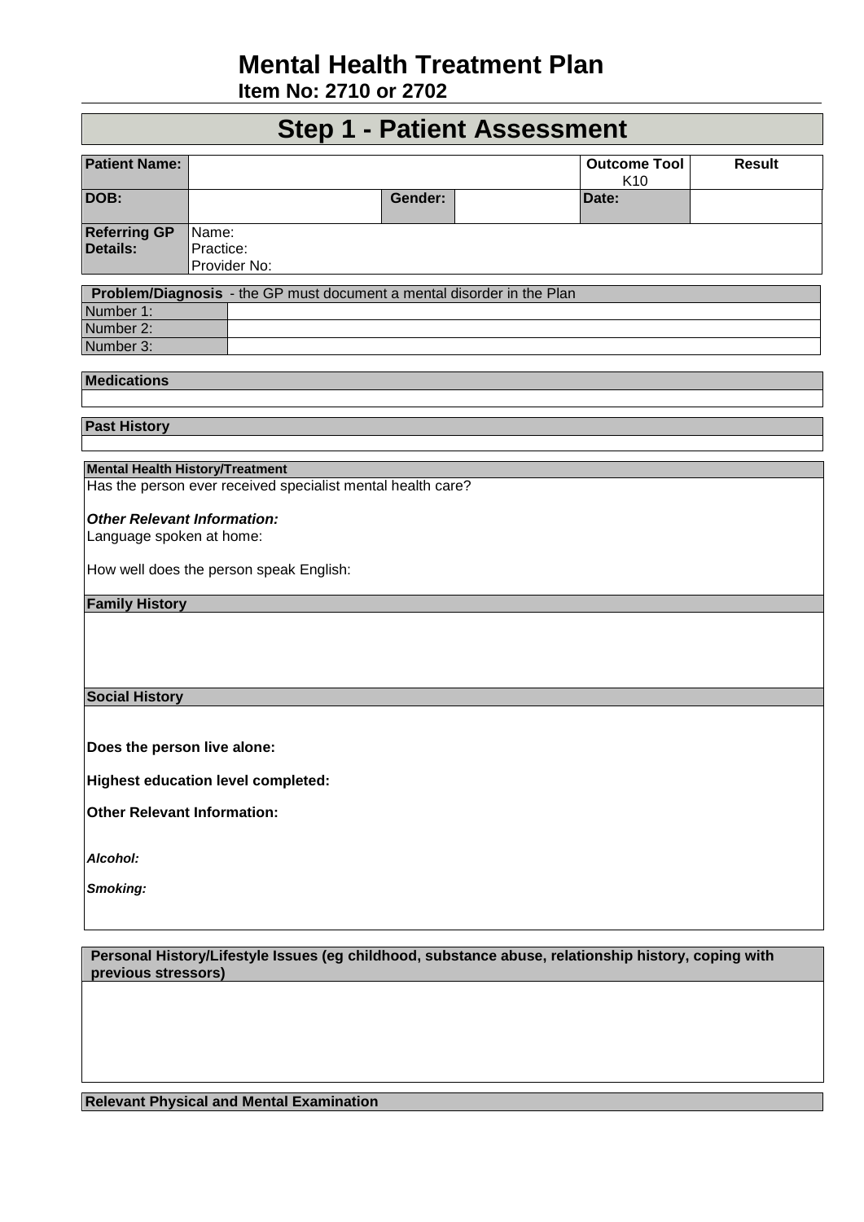# Mental Health Treatment Plan

**Item No: 2710 or 2702**

## Step 1 - Patient Assessment

| **Patient Name:** | | | | **Outcome Tool** K10 | **Result** |
|---|---|---|---|---|---|
| **DOB:** | | **Gender:** | | **Date:** | |
| **Referring GP Details:** | Name:<br>Practice:<br>Provider No: | | | | |

| **Problem/Diagnosis** - the GP must document a mental disorder in the Plan | |
|---|---|
| Number 1: | |
| Number 2: | |
| Number 3: | |

**Medications**

**Past History**

**Mental Health History/Treatment**

Has the person ever received specialist mental health care?

***Other Relevant Information:***

Language spoken at home:

How well does the person speak English:

**Family History**

**Social History**

**Does the person live alone:**

**Highest education level completed:**

**Other Relevant Information:**

***Alcohol:***

***Smoking:***

**Personal History/Lifestyle Issues (eg childhood, substance abuse, relationship history, coping with previous stressors)**

**Relevant Physical and Mental Examination**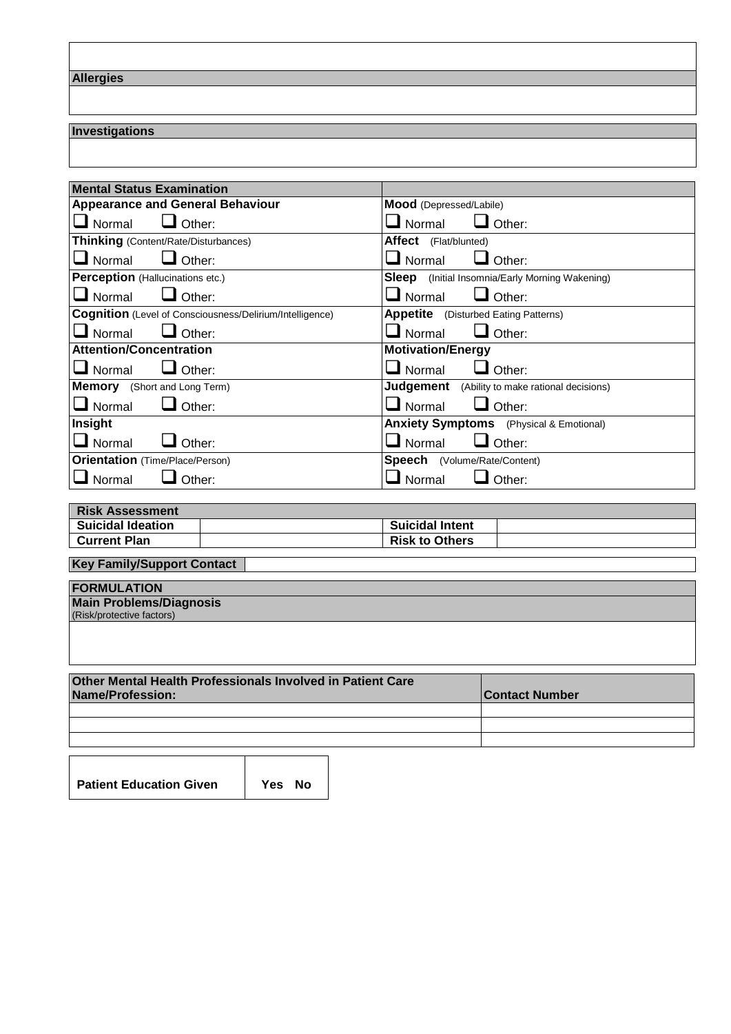**Allergies**

**Investigations**

| **Mental Status Examination** | |
|---|---|
| **Appearance and General Behaviour** | **Mood** (Depressed/Labile) |
| ☐ Normal ☐ Other: | ☐ Normal ☐ Other: |
| **Thinking** (Content/Rate/Disturbances) | **Affect** (Flat/blunted) |
| ☐ Normal ☐ Other: | ☐ Normal ☐ Other: |
| **Perception** (Hallucinations etc.) | **Sleep** (Initial Insomnia/Early Morning Wakening) |
| ☐ Normal ☐ Other: | ☐ Normal ☐ Other: |
| **Cognition** (Level of Consciousness/Delirium/Intelligence) | **Appetite** (Disturbed Eating Patterns) |
| ☐ Normal ☐ Other: | ☐ Normal ☐ Other: |
| **Attention/Concentration** | **Motivation/Energy** |
| ☐ Normal ☐ Other: | ☐ Normal ☐ Other: |
| **Memory** (Short and Long Term) | **Judgement** (Ability to make rational decisions) |
| ☐ Normal ☐ Other: | ☐ Normal ☐ Other: |
| **Insight** | **Anxiety Symptoms** (Physical & Emotional) |
| ☐ Normal ☐ Other: | ☐ Normal ☐ Other: |
| **Orientation** (Time/Place/Person) | **Speech** (Volume/Rate/Content) |
| ☐ Normal ☐ Other: | ☐ Normal ☐ Other: |

| **Risk Assessment** | | | |
|---|---|---|---|
| **Suicidal Ideation** | | **Suicidal Intent** | |
| **Current Plan** | | **Risk to Others** | |

| **Key Family/Support Contact** | |
|---|---|

**FORMULATION**

**Main Problems/Diagnosis**
(Risk/protective factors)

| **Other Mental Health Professionals Involved in Patient Care Name/Profession:** | **Contact Number** |
|---|---|
| | |
| | |
| | |

| **Patient Education Given** | **Yes No** |
|---|---|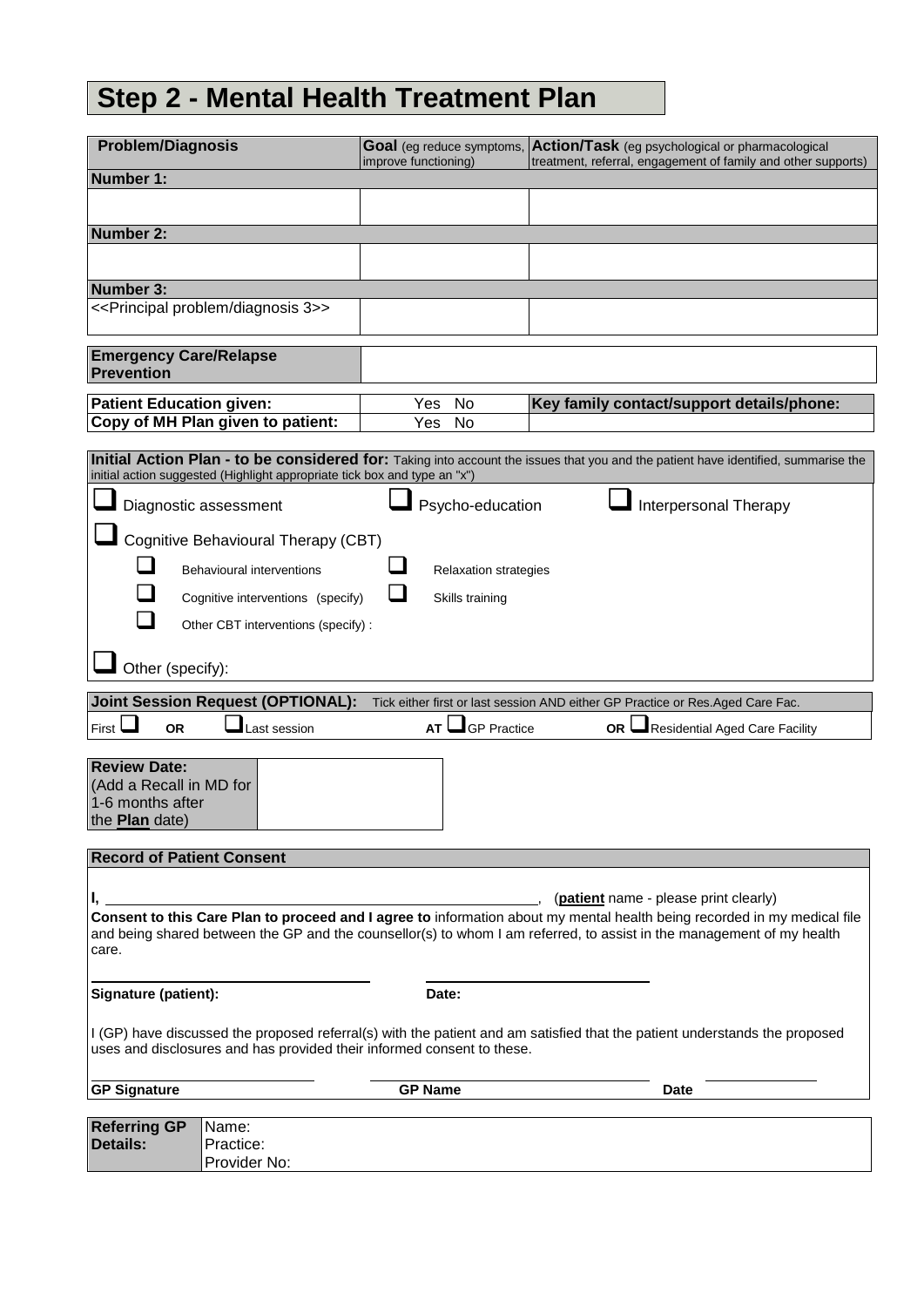# Step 2 - Mental Health Treatment Plan

| Problem/Diagnosis | **Goal** (eg reduce symptoms, improve functioning) | **Action/Task** (eg psychological or pharmacological treatment, referral, engagement of family and other supports) |
|---|---|---|
| **Number 1:** | | |
| | | |
| **Number 2:** | | |
| | | |
| **Number 3:** | | |
| <<Principal problem/diagnosis 3>> | | |

| **Emergency Care/Relapse Prevention** | |
|---|---|

| **Patient Education given:** | Yes No | **Key family contact/support details/phone:** |
|---|---|---|
| **Copy of MH Plan given to patient:** | Yes No | |

**Initial Action Plan - to be considered for:** Taking into account the issues that you and the patient have identified, summarise the initial action suggested (Highlight appropriate tick box and type an "x")

- ☐ Diagnostic assessment
- ☐ Psycho-education
- ☐ Interpersonal Therapy
- ☐ Cognitive Behavioural Therapy (CBT)
  - ☐ Behavioural interventions
  - ☐ Relaxation strategies
  - ☐ Cognitive interventions (specify)
  - ☐ Skills training
  - ☐ Other CBT interventions (specify) :
- ☐ Other (specify):

**Joint Session Request (OPTIONAL):** Tick either first or last session AND either GP Practice or Res.Aged Care Fac.

First ☐ **OR** ☐ Last session **AT** ☐ GP Practice **OR** ☐ Residential Aged Care Facility

| **Review Date:** (Add a Recall in MD for 1-6 months after the **Plan** date) | |
|---|---|

**Record of Patient Consent**

**I,** \_\_\_\_\_\_\_\_\_\_\_\_\_\_\_\_\_\_\_\_\_\_\_\_\_\_\_\_\_\_\_\_\_\_\_\_\_\_, (**patient** name - please print clearly)

**Consent to this Care Plan to proceed and I agree to** information about my mental health being recorded in my medical file and being shared between the GP and the counsellor(s) to whom I am referred, to assist in the management of my health care.

**Signature (patient):** \_\_\_\_\_\_\_\_\_\_\_\_\_\_\_\_\_\_\_\_ **Date:** \_\_\_\_\_\_\_\_\_\_\_\_\_\_\_\_\_\_\_\_

I (GP) have discussed the proposed referral(s) with the patient and am satisfied that the patient understands the proposed uses and disclosures and has provided their informed consent to these.

**GP Signature** \_\_\_\_\_\_\_\_\_\_\_\_\_\_\_\_ **GP Name** \_\_\_\_\_\_\_\_\_\_\_\_\_\_\_\_ **Date** \_\_\_\_\_\_\_\_\_\_\_\_\_\_\_\_

| **Referring GP Details:** | Name:<br>Practice:<br>Provider No: |
|---|---|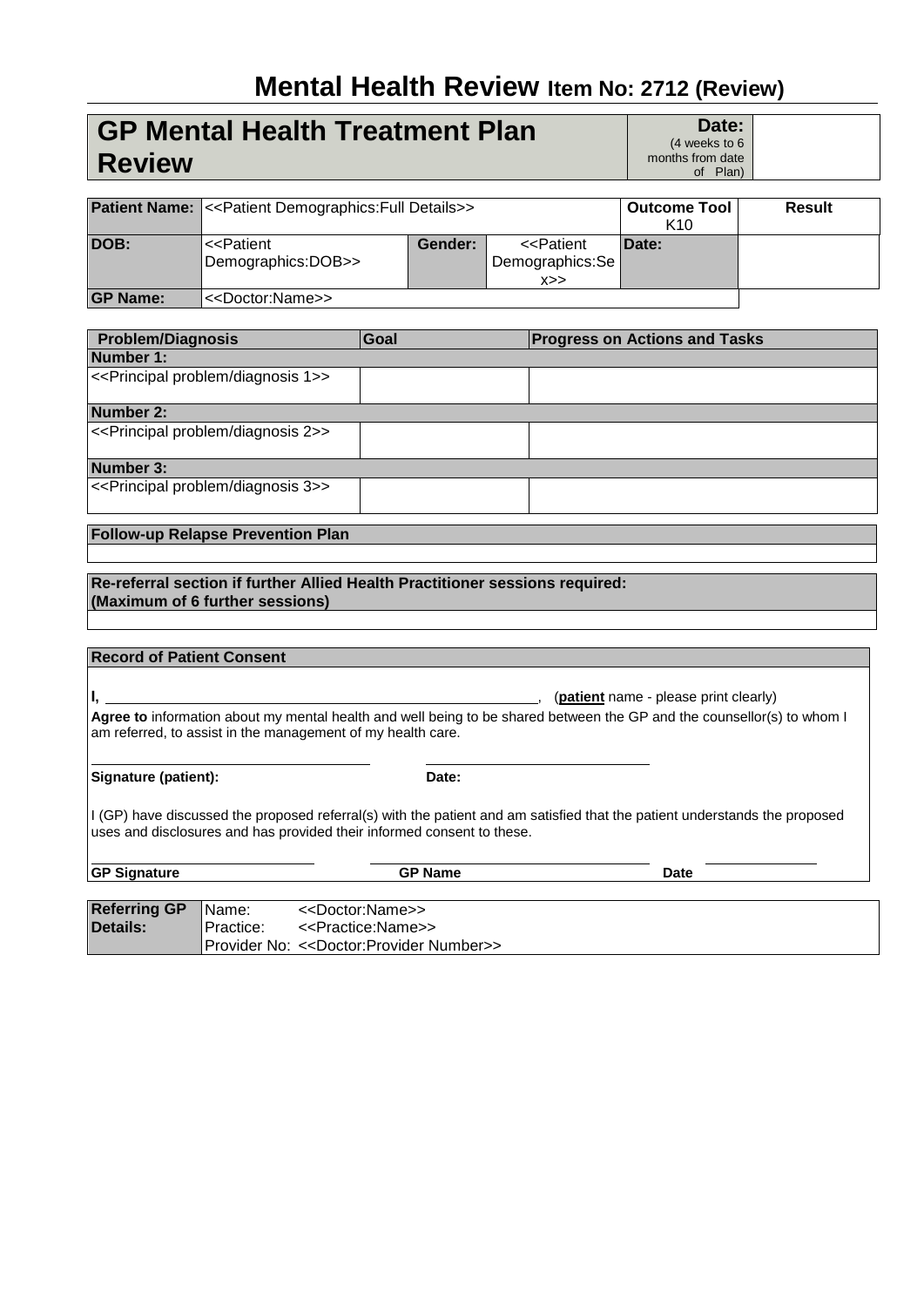# Mental Health Review Item No: 2712 (Review)

| GP Mental Health Treatment Plan Review | Date: (4 weeks to 6 months from date of Plan) | |
|---|---|---|

| Patient Name: | <<Patient Demographics:Full Details>> | | | Outcome Tool K10 | Result |
|---|---|---|---|---|---|
| DOB: | <<Patient Demographics:DOB>> | Gender: | <<Patient Demographics:Sex>> | Date: | |
| GP Name: | <<Doctor:Name>> | | | | |

| Problem/Diagnosis | Goal | Progress on Actions and Tasks |
|---|---|---|
| **Number 1:** | | |
| <<Principal problem/diagnosis 1>> | | |
| **Number 2:** | | |
| <<Principal problem/diagnosis 2>> | | |
| **Number 3:** | | |
| <<Principal problem/diagnosis 3>> | | |

**Follow-up Relapse Prevention Plan**

**Re-referral section if further Allied Health Practitioner sessions required: (Maximum of 6 further sessions)**

**Record of Patient Consent**

**I,** ______________________________, (**patient** name - please print clearly)

**Agree to** information about my mental health and well being to be shared between the GP and the counsellor(s) to whom I am referred, to assist in the management of my health care.

**Signature (patient):** ______________________ **Date:** ______________________

I (GP) have discussed the proposed referral(s) with the patient and am satisfied that the patient understands the proposed uses and disclosures and has provided their informed consent to these.

**GP Signature** ______________________ **GP Name** ______________________ **Date** ______________

| Referring GP Details: | |
|---|---|
| | Name: <<Doctor:Name>> |
| | Practice: <<Practice:Name>> |
| | Provider No: <<Doctor:Provider Number>> |